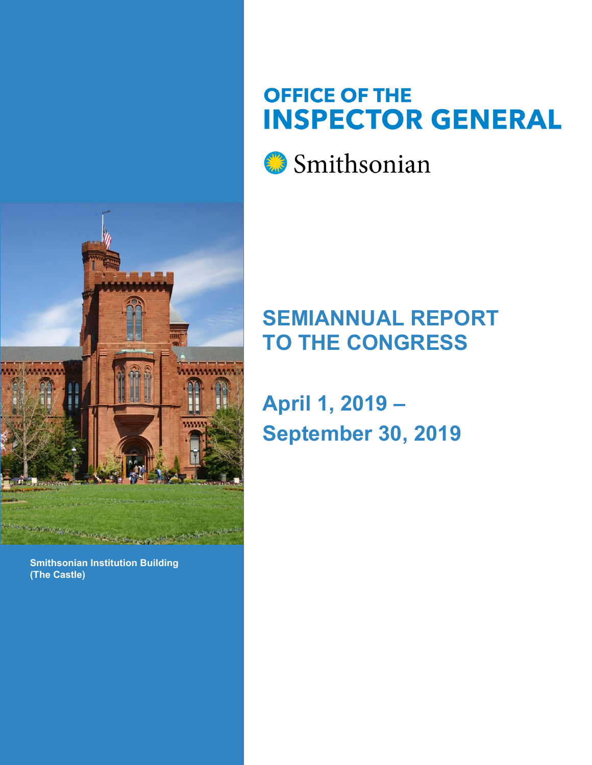# OFFICE OF THE INSPECTOR GENERAL

Smithsonian

## SEMIANNUAL REPORT TO THE CONGRESS

## April 1, 2019 – September 30, 2019

Smithsonian Institution Building (The Castle)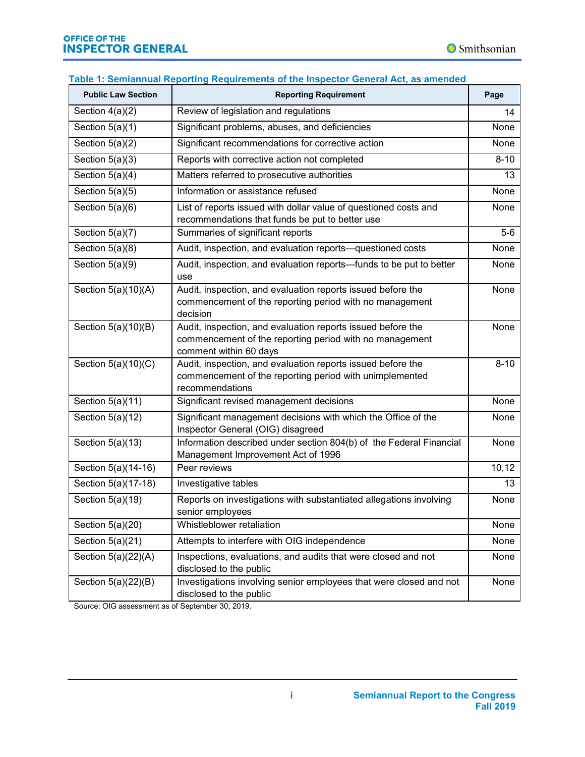**Table 1: Semiannual Reporting Requirements of the Inspector General Act, as amended**

| Public Law Section | Reporting Requirement | Page |
|---|---|---|
| Section 4(a)(2) | Review of legislation and regulations | 14 |
| Section 5(a)(1) | Significant problems, abuses, and deficiencies | None |
| Section 5(a)(2) | Significant recommendations for corrective action | None |
| Section 5(a)(3) | Reports with corrective action not completed | 8-10 |
| Section 5(a)(4) | Matters referred to prosecutive authorities | 13 |
| Section 5(a)(5) | Information or assistance refused | None |
| Section 5(a)(6) | List of reports issued with dollar value of questioned costs and recommendations that funds be put to better use | None |
| Section 5(a)(7) | Summaries of significant reports | 5-6 |
| Section 5(a)(8) | Audit, inspection, and evaluation reports—questioned costs | None |
| Section 5(a)(9) | Audit, inspection, and evaluation reports—funds to be put to better use | None |
| Section 5(a)(10)(A) | Audit, inspection, and evaluation reports issued before the commencement of the reporting period with no management decision | None |
| Section 5(a)(10)(B) | Audit, inspection, and evaluation reports issued before the commencement of the reporting period with no management comment within 60 days | None |
| Section 5(a)(10)(C) | Audit, inspection, and evaluation reports issued before the commencement of the reporting period with unimplemented recommendations | 8-10 |
| Section 5(a)(11) | Significant revised management decisions | None |
| Section 5(a)(12) | Significant management decisions with which the Office of the Inspector General (OIG) disagreed | None |
| Section 5(a)(13) | Information described under section 804(b) of the Federal Financial Management Improvement Act of 1996 | None |
| Section 5(a)(14-16) | Peer reviews | 10,12 |
| Section 5(a)(17-18) | Investigative tables | 13 |
| Section 5(a)(19) | Reports on investigations with substantiated allegations involving senior employees | None |
| Section 5(a)(20) | Whistleblower retaliation | None |
| Section 5(a)(21) | Attempts to interfere with OIG independence | None |
| Section 5(a)(22)(A) | Inspections, evaluations, and audits that were closed and not disclosed to the public | None |
| Section 5(a)(22)(B) | Investigations involving senior employees that were closed and not disclosed to the public | None |

Source: OIG assessment as of September 30, 2019.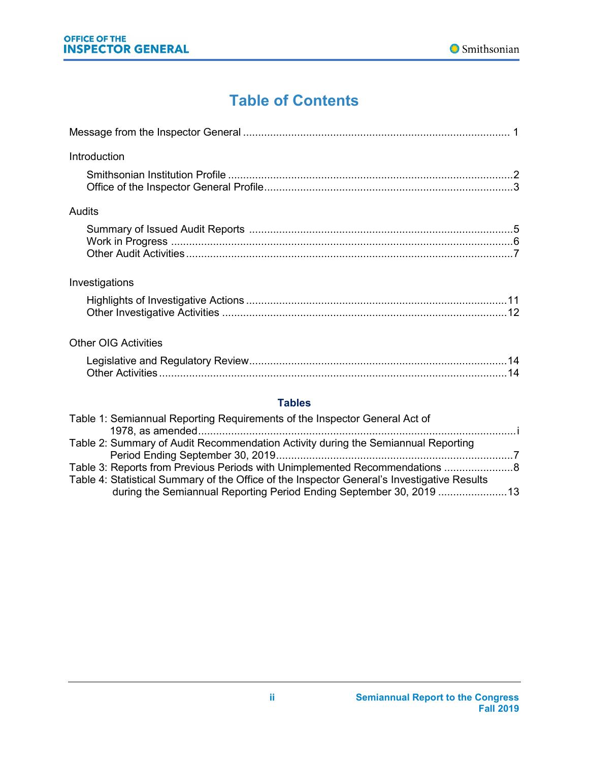# Table of Contents

Message from the Inspector General ........................................................................................ 1

Introduction

- Smithsonian Institution Profile ...............................................................................................2
- Office of the Inspector General Profile..................................................................................3

Audits

- Summary of Issued Audit Reports .......................................................................................5
- Work in Progress ..................................................................................................................6
- Other Audit Activities ............................................................................................................7

Investigations

- Highlights of Investigative Actions .......................................................................................11
- Other Investigative Activities ..............................................................................................12

Other OIG Activities

- Legislative and Regulatory Review.....................................................................................14
- Other Activities ...................................................................................................................14

## Tables

Table 1: Semiannual Reporting Requirements of the Inspector General Act of 1978, as amended..........................................................................................................i

Table 2: Summary of Audit Recommendation Activity during the Semiannual Reporting Period Ending September 30, 2019..............................................................................7

Table 3: Reports from Previous Periods with Unimplemented Recommendations .......................8

Table 4: Statistical Summary of the Office of the Inspector General's Investigative Results during the Semiannual Reporting Period Ending September 30, 2019 .......................13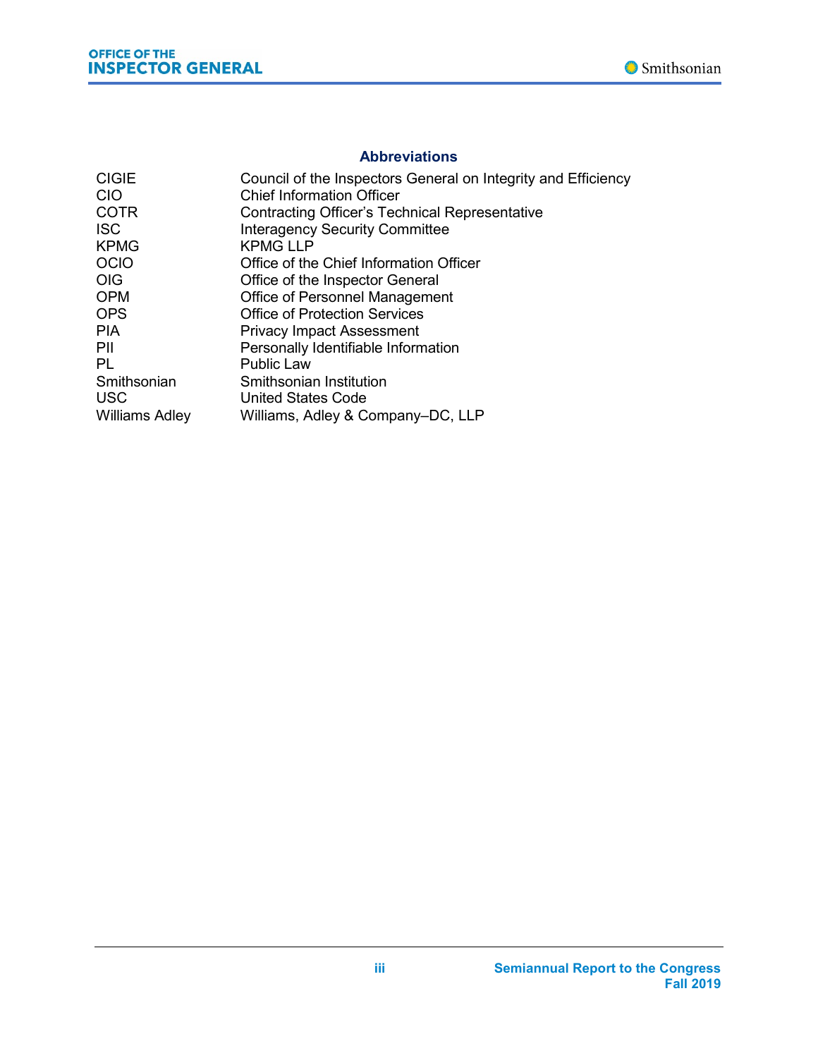## Abbreviations

| | |
|---|---|
| CIGIE | Council of the Inspectors General on Integrity and Efficiency |
| CIO | Chief Information Officer |
| COTR | Contracting Officer's Technical Representative |
| ISC | Interagency Security Committee |
| KPMG | KPMG LLP |
| OCIO | Office of the Chief Information Officer |
| OIG | Office of the Inspector General |
| OPM | Office of Personnel Management |
| OPS | Office of Protection Services |
| PIA | Privacy Impact Assessment |
| PII | Personally Identifiable Information |
| PL | Public Law |
| Smithsonian | Smithsonian Institution |
| USC | United States Code |
| Williams Adley | Williams, Adley & Company–DC, LLP |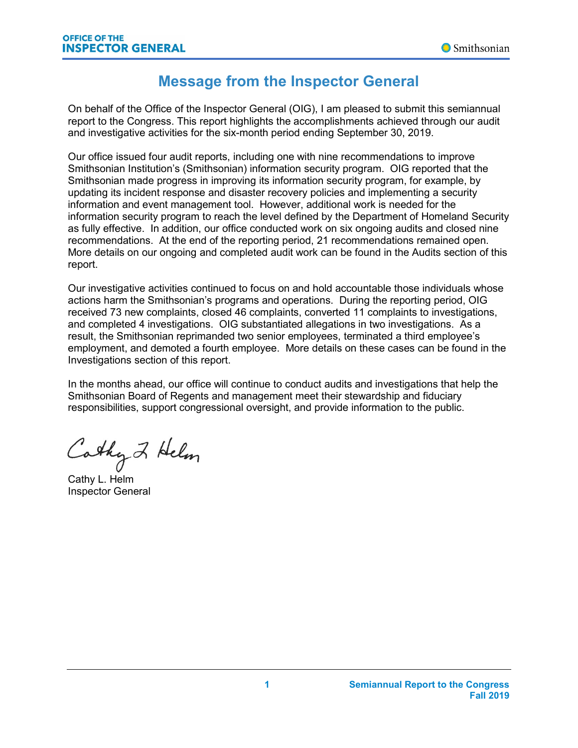# Message from the Inspector General

On behalf of the Office of the Inspector General (OIG), I am pleased to submit this semiannual report to the Congress. This report highlights the accomplishments achieved through our audit and investigative activities for the six-month period ending September 30, 2019.

Our office issued four audit reports, including one with nine recommendations to improve Smithsonian Institution's (Smithsonian) information security program. OIG reported that the Smithsonian made progress in improving its information security program, for example, by updating its incident response and disaster recovery policies and implementing a security information and event management tool. However, additional work is needed for the information security program to reach the level defined by the Department of Homeland Security as fully effective. In addition, our office conducted work on six ongoing audits and closed nine recommendations. At the end of the reporting period, 21 recommendations remained open. More details on our ongoing and completed audit work can be found in the Audits section of this report.

Our investigative activities continued to focus on and hold accountable those individuals whose actions harm the Smithsonian's programs and operations. During the reporting period, OIG received 73 new complaints, closed 46 complaints, converted 11 complaints to investigations, and completed 4 investigations. OIG substantiated allegations in two investigations. As a result, the Smithsonian reprimanded two senior employees, terminated a third employee's employment, and demoted a fourth employee. More details on these cases can be found in the Investigations section of this report.

In the months ahead, our office will continue to conduct audits and investigations that help the Smithsonian Board of Regents and management meet their stewardship and fiduciary responsibilities, support congressional oversight, and provide information to the public.

Cathy L. Helm

Cathy L. Helm
Inspector General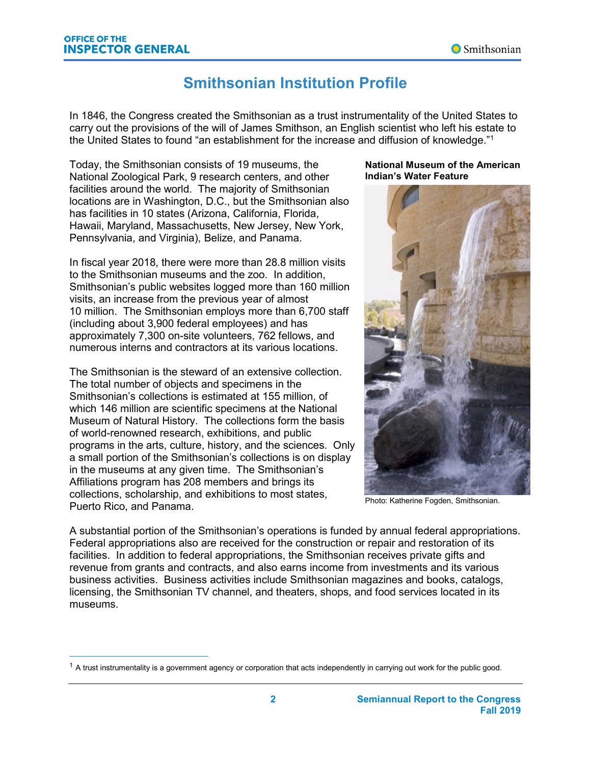# Smithsonian Institution Profile

In 1846, the Congress created the Smithsonian as a trust instrumentality of the United States to carry out the provisions of the will of James Smithson, an English scientist who left his estate to the United States to found "an establishment for the increase and diffusion of knowledge."[1]

Today, the Smithsonian consists of 19 museums, the National Zoological Park, 9 research centers, and other facilities around the world. The majority of Smithsonian locations are in Washington, D.C., but the Smithsonian also has facilities in 10 states (Arizona, California, Florida, Hawaii, Maryland, Massachusetts, New Jersey, New York, Pennsylvania, and Virginia), Belize, and Panama.

In fiscal year 2018, there were more than 28.8 million visits to the Smithsonian museums and the zoo. In addition, Smithsonian's public websites logged more than 160 million visits, an increase from the previous year of almost 10 million. The Smithsonian employs more than 6,700 staff (including about 3,900 federal employees) and has approximately 7,300 on-site volunteers, 762 fellows, and numerous interns and contractors at its various locations.

The Smithsonian is the steward of an extensive collection. The total number of objects and specimens in the Smithsonian's collections is estimated at 155 million, of which 146 million are scientific specimens at the National Museum of Natural History. The collections form the basis of world-renowned research, exhibitions, and public programs in the arts, culture, history, and the sciences. Only a small portion of the Smithsonian's collections is on display in the museums at any given time. The Smithsonian's Affiliations program has 208 members and brings its collections, scholarship, and exhibitions to most states, Puerto Rico, and Panama.

**National Museum of the American Indian's Water Feature**

Photo: Katherine Fogden, Smithsonian.

A substantial portion of the Smithsonian's operations is funded by annual federal appropriations. Federal appropriations also are received for the construction or repair and restoration of its facilities. In addition to federal appropriations, the Smithsonian receives private gifts and revenue from grants and contracts, and also earns income from investments and its various business activities. Business activities include Smithsonian magazines and books, catalogs, licensing, the Smithsonian TV channel, and theaters, shops, and food services located in its museums.

---

[1] A trust instrumentality is a government agency or corporation that acts independently in carrying out work for the public good.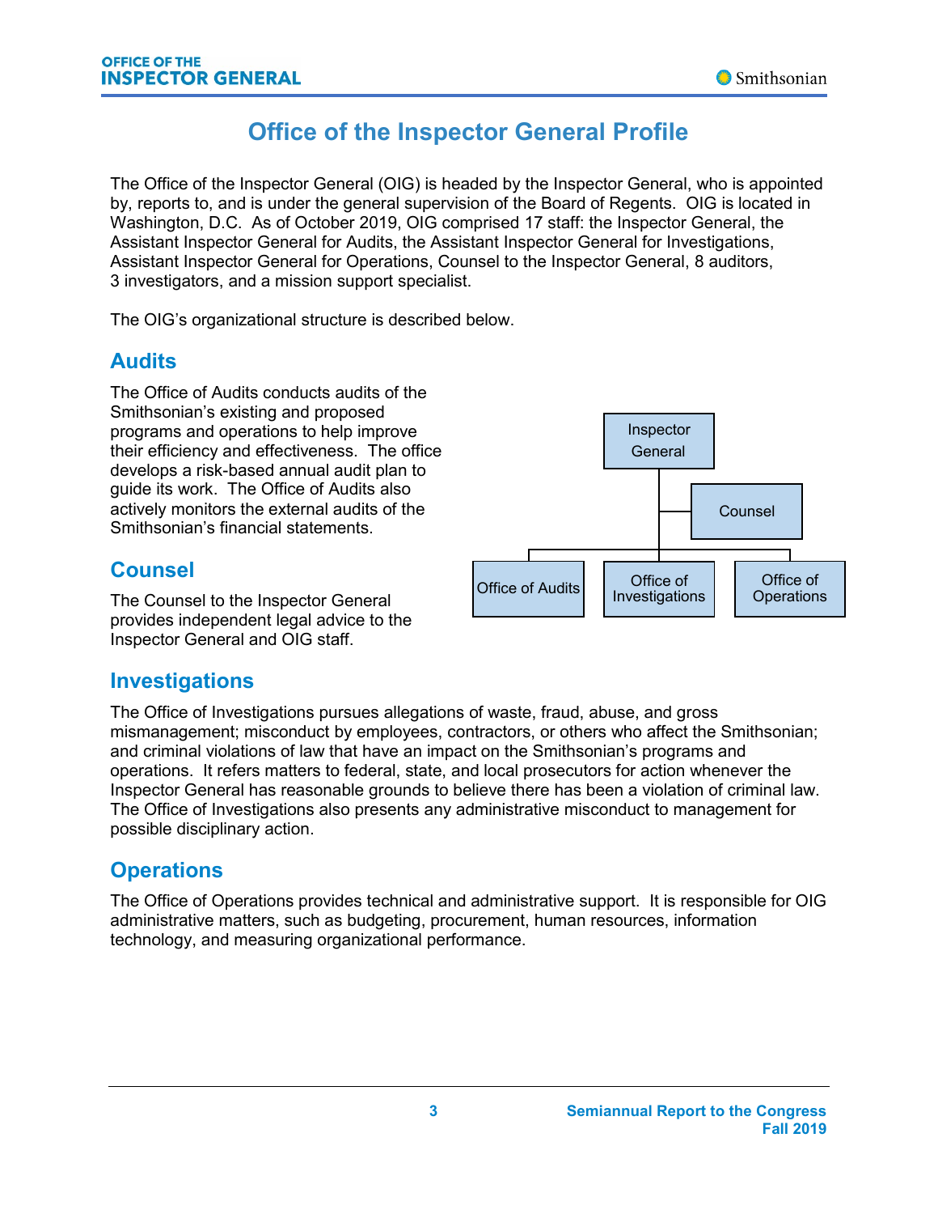# Office of the Inspector General Profile

The Office of the Inspector General (OIG) is headed by the Inspector General, who is appointed by, reports to, and is under the general supervision of the Board of Regents. OIG is located in Washington, D.C. As of October 2019, OIG comprised 17 staff: the Inspector General, the Assistant Inspector General for Audits, the Assistant Inspector General for Investigations, Assistant Inspector General for Operations, Counsel to the Inspector General, 8 auditors, 3 investigators, and a mission support specialist.

The OIG's organizational structure is described below.

## Audits

The Office of Audits conducts audits of the Smithsonian's existing and proposed programs and operations to help improve their efficiency and effectiveness. The office develops a risk-based annual audit plan to guide its work. The Office of Audits also actively monitors the external audits of the Smithsonian's financial statements.

## Counsel

The Counsel to the Inspector General provides independent legal advice to the Inspector General and OIG staff.

Inspector General
- Counsel
- Office of Audits
- Office of Investigations
- Office of Operations

## Investigations

The Office of Investigations pursues allegations of waste, fraud, abuse, and gross mismanagement; misconduct by employees, contractors, or others who affect the Smithsonian; and criminal violations of law that have an impact on the Smithsonian's programs and operations. It refers matters to federal, state, and local prosecutors for action whenever the Inspector General has reasonable grounds to believe there has been a violation of criminal law. The Office of Investigations also presents any administrative misconduct to management for possible disciplinary action.

## Operations

The Office of Operations provides technical and administrative support. It is responsible for OIG administrative matters, such as budgeting, procurement, human resources, information technology, and measuring organizational performance.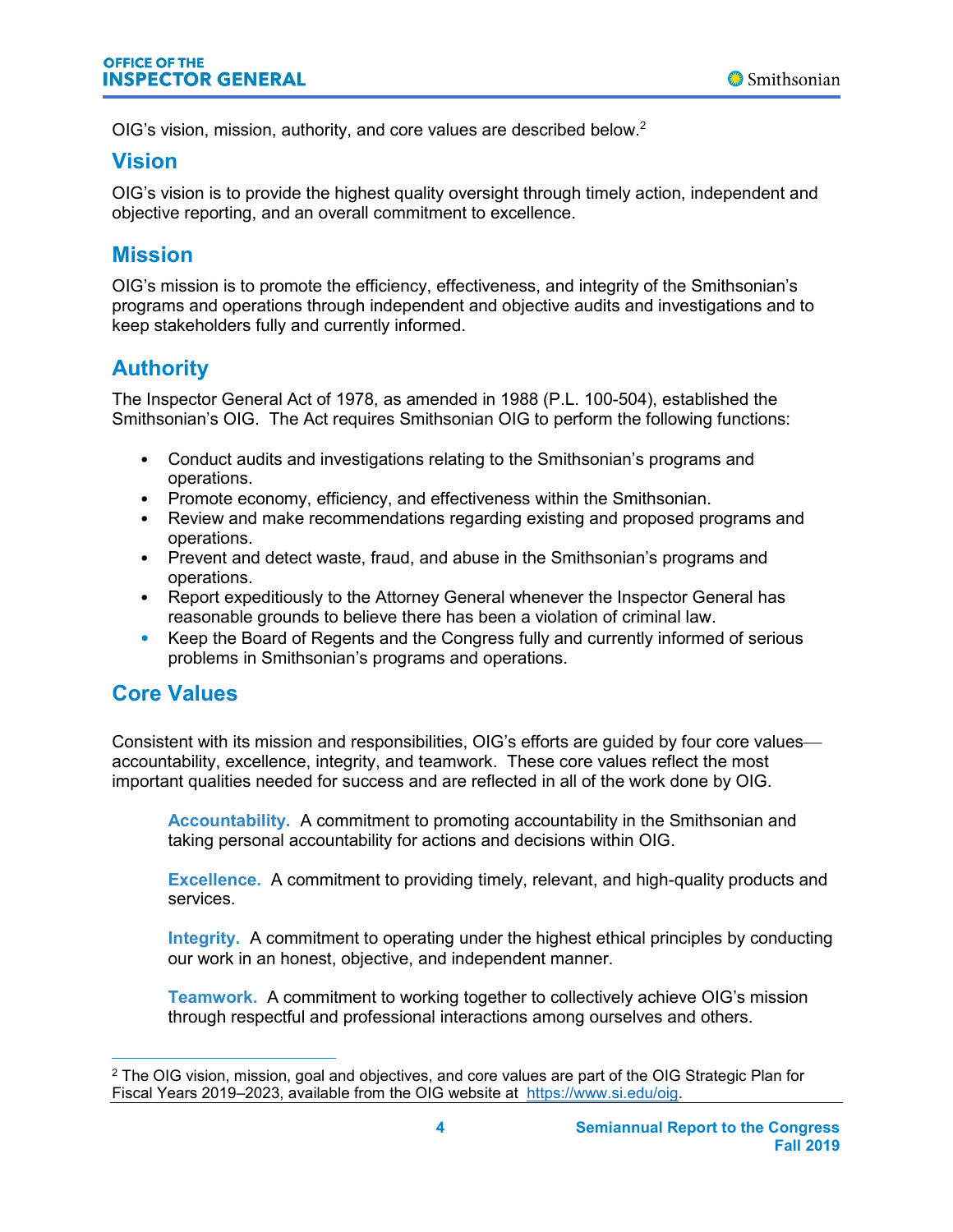OIG's vision, mission, authority, and core values are described below.[2]

## Vision

OIG's vision is to provide the highest quality oversight through timely action, independent and objective reporting, and an overall commitment to excellence.

## Mission

OIG's mission is to promote the efficiency, effectiveness, and integrity of the Smithsonian's programs and operations through independent and objective audits and investigations and to keep stakeholders fully and currently informed.

## Authority

The Inspector General Act of 1978, as amended in 1988 (P.L. 100-504), established the Smithsonian's OIG. The Act requires Smithsonian OIG to perform the following functions:

- Conduct audits and investigations relating to the Smithsonian's programs and operations.
- Promote economy, efficiency, and effectiveness within the Smithsonian.
- Review and make recommendations regarding existing and proposed programs and operations.
- Prevent and detect waste, fraud, and abuse in the Smithsonian's programs and operations.
- Report expeditiously to the Attorney General whenever the Inspector General has reasonable grounds to believe there has been a violation of criminal law.
- Keep the Board of Regents and the Congress fully and currently informed of serious problems in Smithsonian's programs and operations.

## Core Values

Consistent with its mission and responsibilities, OIG's efforts are guided by four core values—accountability, excellence, integrity, and teamwork. These core values reflect the most important qualities needed for success and are reflected in all of the work done by OIG.

**Accountability.** A commitment to promoting accountability in the Smithsonian and taking personal accountability for actions and decisions within OIG.

**Excellence.** A commitment to providing timely, relevant, and high-quality products and services.

**Integrity.** A commitment to operating under the highest ethical principles by conducting our work in an honest, objective, and independent manner.

**Teamwork.** A commitment to working together to collectively achieve OIG's mission through respectful and professional interactions among ourselves and others.

---

[2] The OIG vision, mission, goal and objectives, and core values are part of the OIG Strategic Plan for Fiscal Years 2019–2023, available from the OIG website at https://www.si.edu/oig.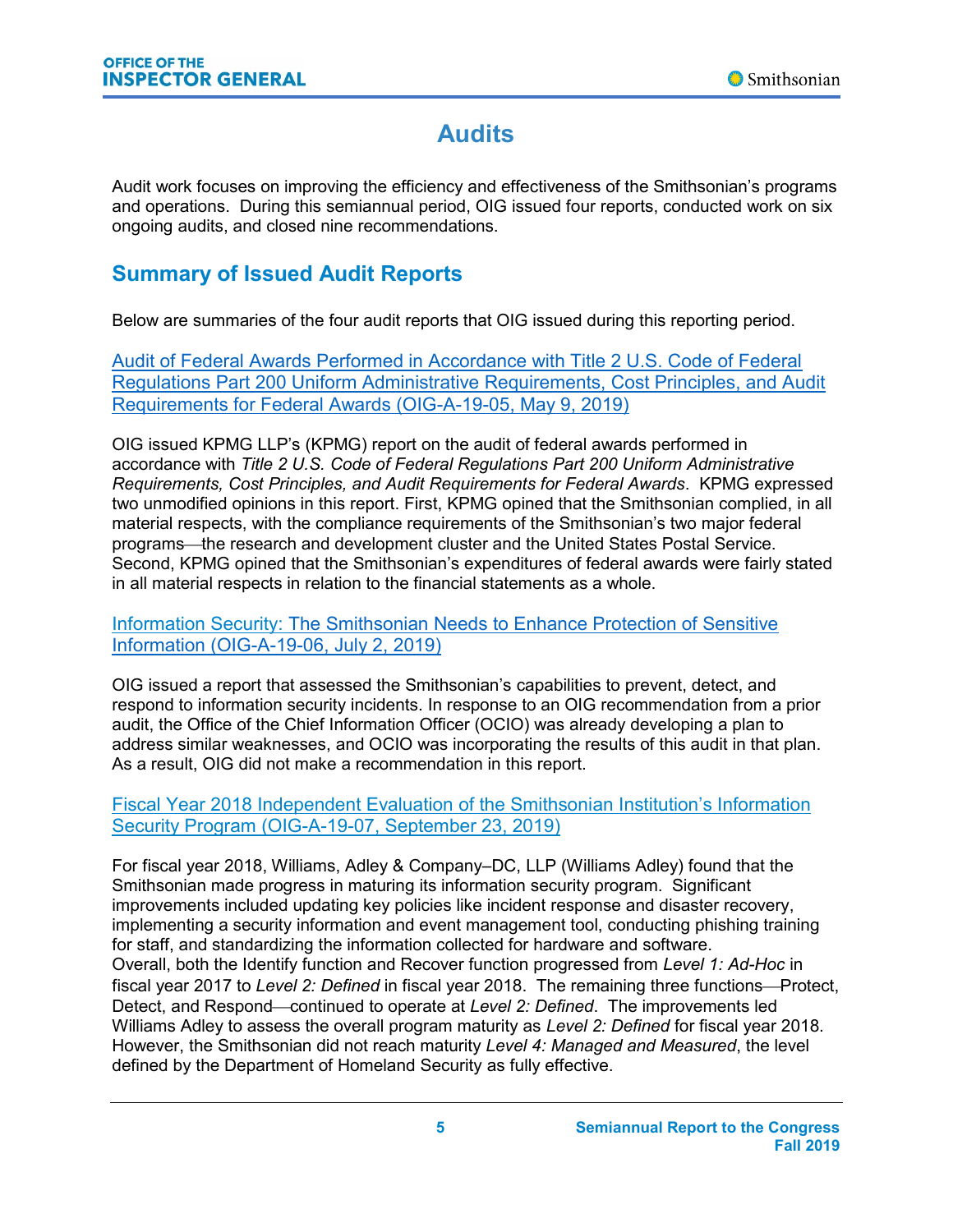# Audits

Audit work focuses on improving the efficiency and effectiveness of the Smithsonian's programs and operations. During this semiannual period, OIG issued four reports, conducted work on six ongoing audits, and closed nine recommendations.

## Summary of Issued Audit Reports

Below are summaries of the four audit reports that OIG issued during this reporting period.

### Audit of Federal Awards Performed in Accordance with Title 2 U.S. Code of Federal Regulations Part 200 Uniform Administrative Requirements, Cost Principles, and Audit Requirements for Federal Awards (OIG-A-19-05, May 9, 2019)

OIG issued KPMG LLP's (KPMG) report on the audit of federal awards performed in accordance with *Title 2 U.S. Code of Federal Regulations Part 200 Uniform Administrative Requirements, Cost Principles, and Audit Requirements for Federal Awards*. KPMG expressed two unmodified opinions in this report. First, KPMG opined that the Smithsonian complied, in all material respects, with the compliance requirements of the Smithsonian's two major federal programs—the research and development cluster and the United States Postal Service. Second, KPMG opined that the Smithsonian's expenditures of federal awards were fairly stated in all material respects in relation to the financial statements as a whole.

### Information Security: The Smithsonian Needs to Enhance Protection of Sensitive Information (OIG-A-19-06, July 2, 2019)

OIG issued a report that assessed the Smithsonian's capabilities to prevent, detect, and respond to information security incidents. In response to an OIG recommendation from a prior audit, the Office of the Chief Information Officer (OCIO) was already developing a plan to address similar weaknesses, and OCIO was incorporating the results of this audit in that plan. As a result, OIG did not make a recommendation in this report.

### Fiscal Year 2018 Independent Evaluation of the Smithsonian Institution's Information Security Program (OIG-A-19-07, September 23, 2019)

For fiscal year 2018, Williams, Adley & Company–DC, LLP (Williams Adley) found that the Smithsonian made progress in maturing its information security program. Significant improvements included updating key policies like incident response and disaster recovery, implementing a security information and event management tool, conducting phishing training for staff, and standardizing the information collected for hardware and software. Overall, both the Identify function and Recover function progressed from *Level 1: Ad-Hoc* in fiscal year 2017 to *Level 2: Defined* in fiscal year 2018. The remaining three functions—Protect, Detect, and Respond—continued to operate at *Level 2: Defined*. The improvements led Williams Adley to assess the overall program maturity as *Level 2: Defined* for fiscal year 2018. However, the Smithsonian did not reach maturity *Level 4: Managed and Measured*, the level defined by the Department of Homeland Security as fully effective.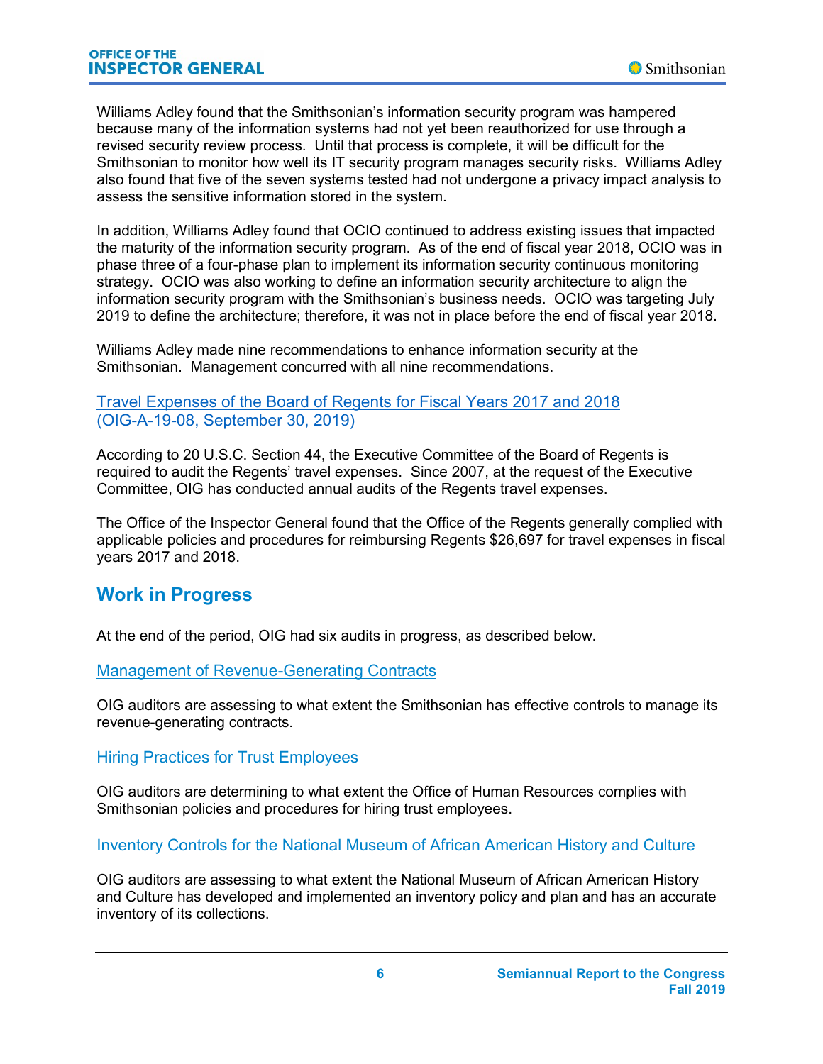Williams Adley found that the Smithsonian's information security program was hampered because many of the information systems had not yet been reauthorized for use through a revised security review process. Until that process is complete, it will be difficult for the Smithsonian to monitor how well its IT security program manages security risks. Williams Adley also found that five of the seven systems tested had not undergone a privacy impact analysis to assess the sensitive information stored in the system.

In addition, Williams Adley found that OCIO continued to address existing issues that impacted the maturity of the information security program. As of the end of fiscal year 2018, OCIO was in phase three of a four-phase plan to implement its information security continuous monitoring strategy. OCIO was also working to define an information security architecture to align the information security program with the Smithsonian's business needs. OCIO was targeting July 2019 to define the architecture; therefore, it was not in place before the end of fiscal year 2018.

Williams Adley made nine recommendations to enhance information security at the Smithsonian. Management concurred with all nine recommendations.

Travel Expenses of the Board of Regents for Fiscal Years 2017 and 2018 (OIG-A-19-08, September 30, 2019)

According to 20 U.S.C. Section 44, the Executive Committee of the Board of Regents is required to audit the Regents' travel expenses. Since 2007, at the request of the Executive Committee, OIG has conducted annual audits of the Regents travel expenses.

The Office of the Inspector General found that the Office of the Regents generally complied with applicable policies and procedures for reimbursing Regents $26,697 for travel expenses in fiscal years 2017 and 2018.

## Work in Progress

At the end of the period, OIG had six audits in progress, as described below.

Management of Revenue-Generating Contracts

OIG auditors are assessing to what extent the Smithsonian has effective controls to manage its revenue-generating contracts.

Hiring Practices for Trust Employees

OIG auditors are determining to what extent the Office of Human Resources complies with Smithsonian policies and procedures for hiring trust employees.

Inventory Controls for the National Museum of African American History and Culture

OIG auditors are assessing to what extent the National Museum of African American History and Culture has developed and implemented an inventory policy and plan and has an accurate inventory of its collections.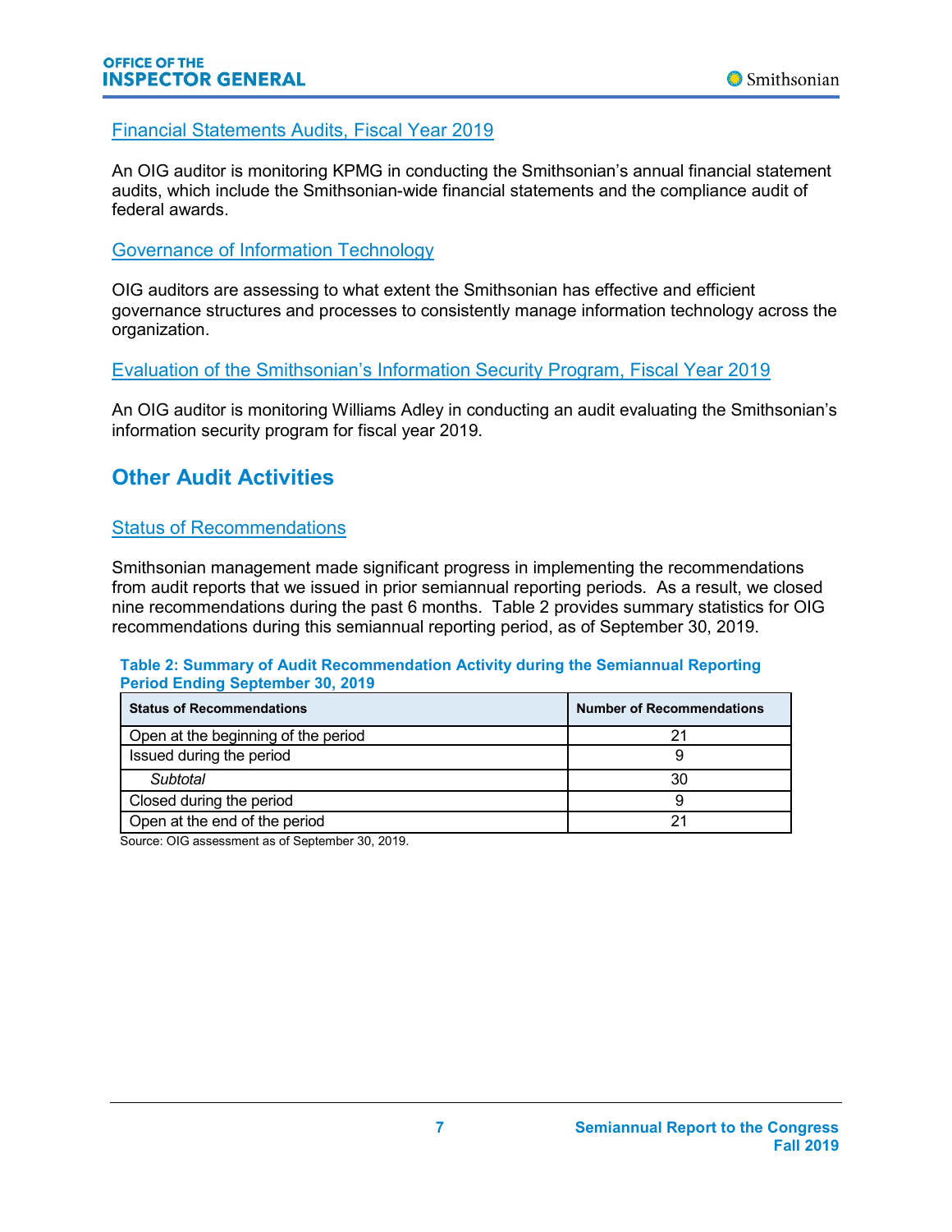### Financial Statements Audits, Fiscal Year 2019

An OIG auditor is monitoring KPMG in conducting the Smithsonian's annual financial statement audits, which include the Smithsonian-wide financial statements and the compliance audit of federal awards.

### Governance of Information Technology

OIG auditors are assessing to what extent the Smithsonian has effective and efficient governance structures and processes to consistently manage information technology across the organization.

### Evaluation of the Smithsonian's Information Security Program, Fiscal Year 2019

An OIG auditor is monitoring Williams Adley in conducting an audit evaluating the Smithsonian's information security program for fiscal year 2019.

## Other Audit Activities

### Status of Recommendations

Smithsonian management made significant progress in implementing the recommendations from audit reports that we issued in prior semiannual reporting periods. As a result, we closed nine recommendations during the past 6 months. Table 2 provides summary statistics for OIG recommendations during this semiannual reporting period, as of September 30, 2019.

**Table 2: Summary of Audit Recommendation Activity during the Semiannual Reporting Period Ending September 30, 2019**

| Status of Recommendations | Number of Recommendations |
|---|---|
| Open at the beginning of the period | 21 |
| Issued during the period | 9 |
| *Subtotal* | 30 |
| Closed during the period | 9 |
| Open at the end of the period | 21 |

Source: OIG assessment as of September 30, 2019.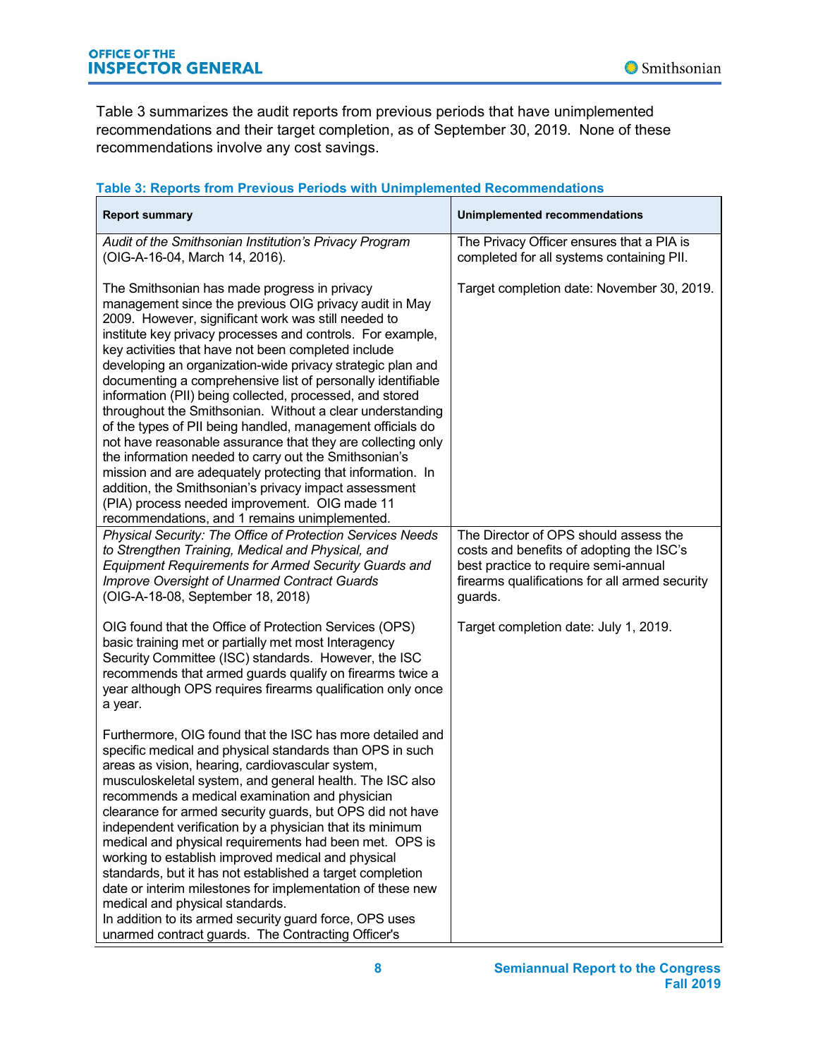Table 3 summarizes the audit reports from previous periods that have unimplemented recommendations and their target completion, as of September 30, 2019. None of these recommendations involve any cost savings.

**Table 3: Reports from Previous Periods with Unimplemented Recommendations**

| Report summary | Unimplemented recommendations |
|---|---|
| *Audit of the Smithsonian Institution's Privacy Program* (OIG-A-16-04, March 14, 2016).<br><br>The Smithsonian has made progress in privacy management since the previous OIG privacy audit in May 2009. However, significant work was still needed to institute key privacy processes and controls. For example, key activities that have not been completed include developing an organization-wide privacy strategic plan and documenting a comprehensive list of personally identifiable information (PII) being collected, processed, and stored throughout the Smithsonian. Without a clear understanding of the types of PII being handled, management officials do not have reasonable assurance that they are collecting only the information needed to carry out the Smithsonian's mission and are adequately protecting that information. In addition, the Smithsonian's privacy impact assessment (PIA) process needed improvement. OIG made 11 recommendations, and 1 remains unimplemented. | The Privacy Officer ensures that a PIA is completed for all systems containing PII.<br><br>Target completion date: November 30, 2019. |
| *Physical Security: The Office of Protection Services Needs to Strengthen Training, Medical and Physical, and Equipment Requirements for Armed Security Guards and Improve Oversight of Unarmed Contract Guards* (OIG-A-18-08, September 18, 2018)<br><br>OIG found that the Office of Protection Services (OPS) basic training met or partially met most Interagency Security Committee (ISC) standards. However, the ISC recommends that armed guards qualify on firearms twice a year although OPS requires firearms qualification only once a year.<br><br>Furthermore, OIG found that the ISC has more detailed and specific medical and physical standards than OPS in such areas as vision, hearing, cardiovascular system, musculoskeletal system, and general health. The ISC also recommends a medical examination and physician clearance for armed security guards, but OPS did not have independent verification by a physician that its minimum medical and physical requirements had been met. OPS is working to establish improved medical and physical standards, but it has not established a target completion date or interim milestones for implementation of these new medical and physical standards.<br>In addition to its armed security guard force, OPS uses unarmed contract guards. The Contracting Officer's | The Director of OPS should assess the costs and benefits of adopting the ISC's best practice to require semi-annual firearms qualifications for all armed security guards.<br><br>Target completion date: July 1, 2019. |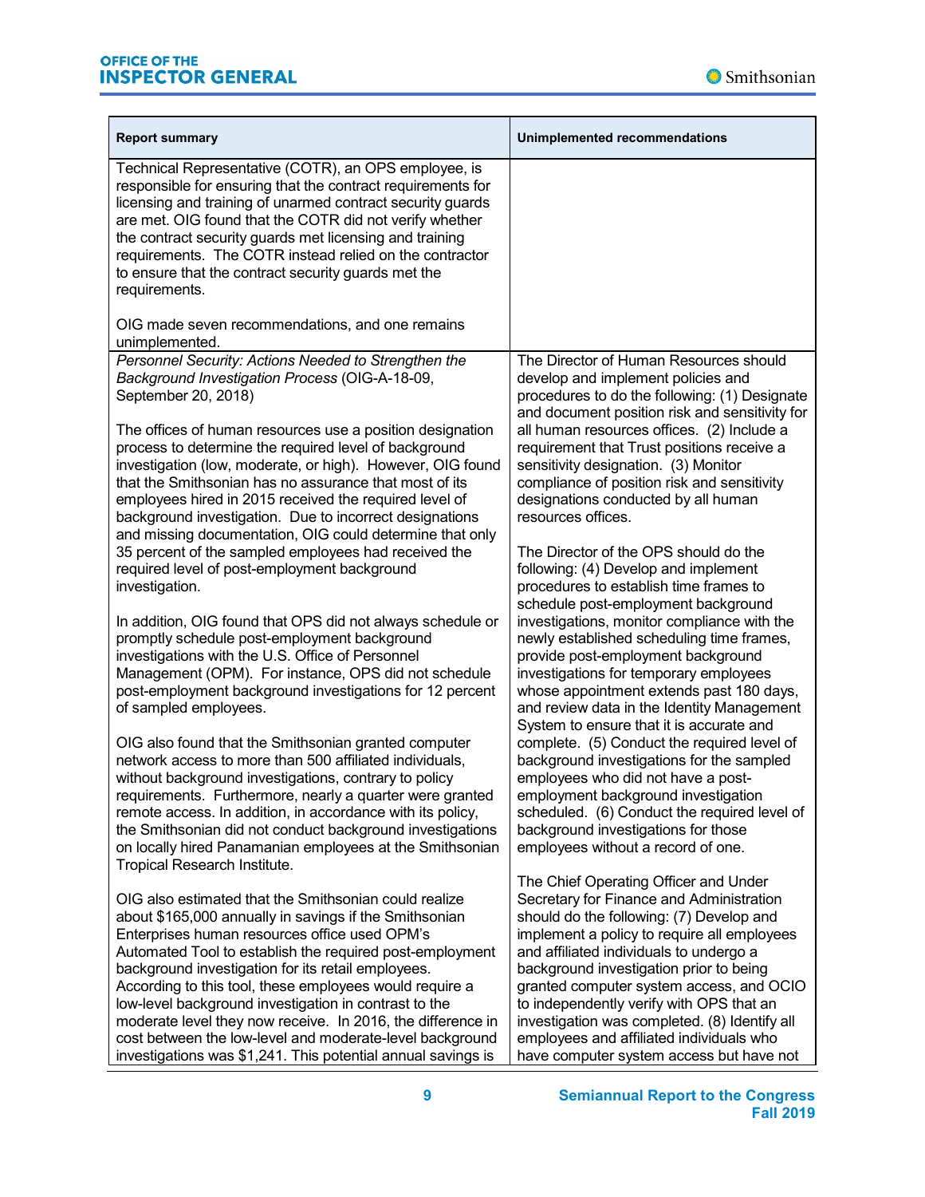| Report summary | Unimplemented recommendations |
|---|---|
| Technical Representative (COTR), an OPS employee, is responsible for ensuring that the contract requirements for licensing and training of unarmed contract security guards are met. OIG found that the COTR did not verify whether the contract security guards met licensing and training requirements. The COTR instead relied on the contractor to ensure that the contract security guards met the requirements.<br><br>OIG made seven recommendations, and one remains unimplemented. | |
| *Personnel Security: Actions Needed to Strengthen the Background Investigation Process* (OIG-A-18-09, September 20, 2018)<br><br>The offices of human resources use a position designation process to determine the required level of background investigation (low, moderate, or high). However, OIG found that the Smithsonian has no assurance that most of its employees hired in 2015 received the required level of background investigation. Due to incorrect designations and missing documentation, OIG could determine that only 35 percent of the sampled employees had received the required level of post-employment background investigation.<br><br>In addition, OIG found that OPS did not always schedule or promptly schedule post-employment background investigations with the U.S. Office of Personnel Management (OPM). For instance, OPS did not schedule post-employment background investigations for 12 percent of sampled employees.<br><br>OIG also found that the Smithsonian granted computer network access to more than 500 affiliated individuals, without background investigations, contrary to policy requirements. Furthermore, nearly a quarter were granted remote access. In addition, in accordance with its policy, the Smithsonian did not conduct background investigations on locally hired Panamanian employees at the Smithsonian Tropical Research Institute.<br><br>OIG also estimated that the Smithsonian could realize about $165,000 annually in savings if the Smithsonian Enterprises human resources office used OPM's Automated Tool to establish the required post-employment background investigation for its retail employees. According to this tool, these employees would require a low-level background investigation in contrast to the moderate level they now receive. In 2016, the difference in cost between the low-level and moderate-level background investigations was $1,241. This potential annual savings is | The Director of Human Resources should develop and implement policies and procedures to do the following: (1) Designate and document position risk and sensitivity for all human resources offices. (2) Include a requirement that Trust positions receive a sensitivity designation. (3) Monitor compliance of position risk and sensitivity designations conducted by all human resources offices.<br><br>The Director of the OPS should do the following: (4) Develop and implement procedures to establish time frames to schedule post-employment background investigations, monitor compliance with the newly established scheduling time frames, provide post-employment background investigations for temporary employees whose appointment extends past 180 days, and review data in the Identity Management System to ensure that it is accurate and complete. (5) Conduct the required level of background investigations for the sampled employees who did not have a post-employment background investigation scheduled. (6) Conduct the required level of background investigations for those employees without a record of one.<br><br>The Chief Operating Officer and Under Secretary for Finance and Administration should do the following: (7) Develop and implement a policy to require all employees and affiliated individuals to undergo a background investigation prior to being granted computer system access, and OCIO to independently verify with OPS that an investigation was completed. (8) Identify all employees and affiliated individuals who have computer system access but have not |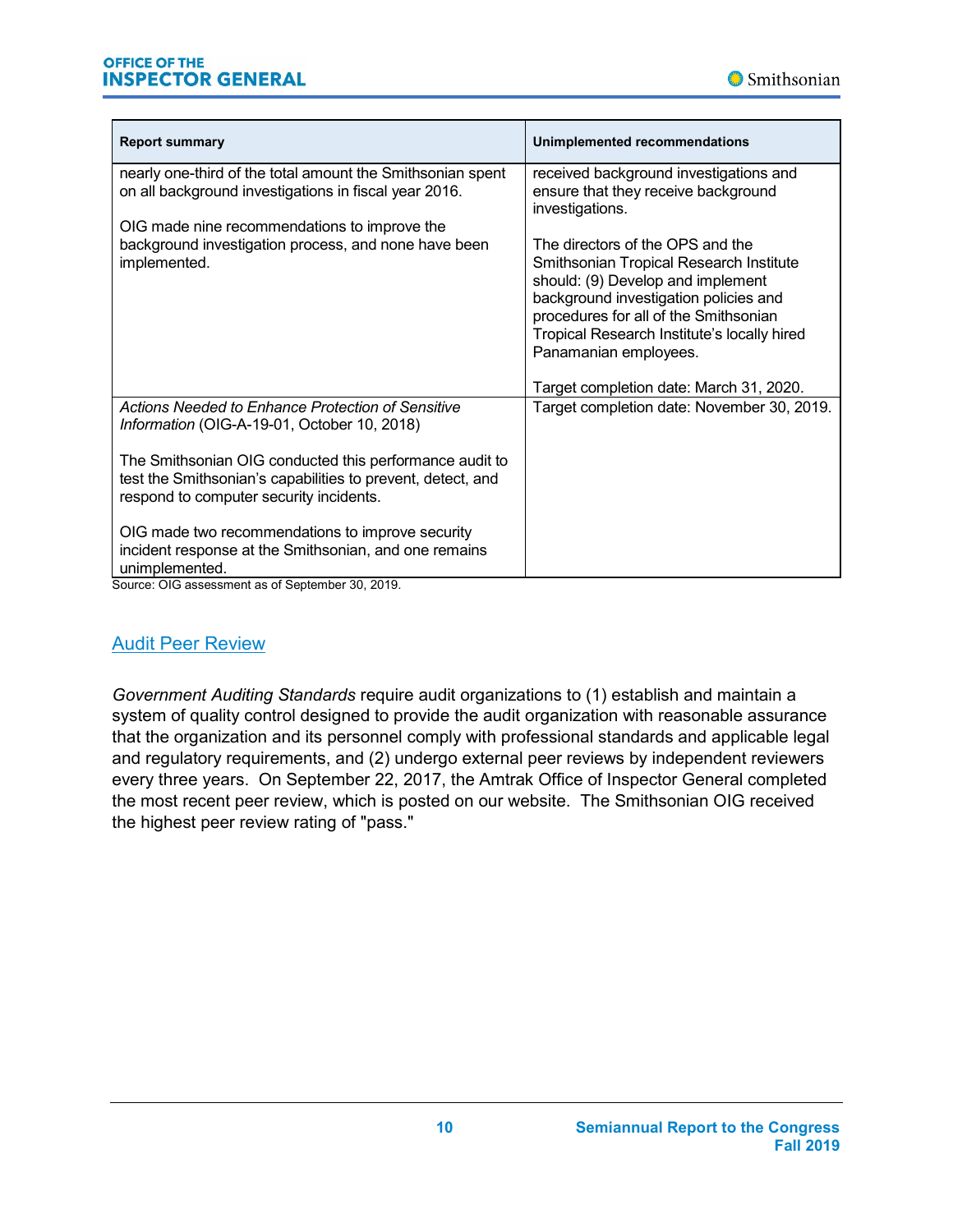| Report summary | Unimplemented recommendations |
|---|---|
| nearly one-third of the total amount the Smithsonian spent on all background investigations in fiscal year 2016.<br><br>OIG made nine recommendations to improve the background investigation process, and none have been implemented. | received background investigations and ensure that they receive background investigations.<br><br>The directors of the OPS and the Smithsonian Tropical Research Institute should: (9) Develop and implement background investigation policies and procedures for all of the Smithsonian Tropical Research Institute's locally hired Panamanian employees.<br><br>Target completion date: March 31, 2020. |
| *Actions Needed to Enhance Protection of Sensitive Information* (OIG-A-19-01, October 10, 2018)<br><br>The Smithsonian OIG conducted this performance audit to test the Smithsonian's capabilities to prevent, detect, and respond to computer security incidents.<br><br>OIG made two recommendations to improve security incident response at the Smithsonian, and one remains unimplemented. | Target completion date: November 30, 2019. |

Source: OIG assessment as of September 30, 2019.

## Audit Peer Review

*Government Auditing Standards* require audit organizations to (1) establish and maintain a system of quality control designed to provide the audit organization with reasonable assurance that the organization and its personnel comply with professional standards and applicable legal and regulatory requirements, and (2) undergo external peer reviews by independent reviewers every three years. On September 22, 2017, the Amtrak Office of Inspector General completed the most recent peer review, which is posted on our website. The Smithsonian OIG received the highest peer review rating of "pass."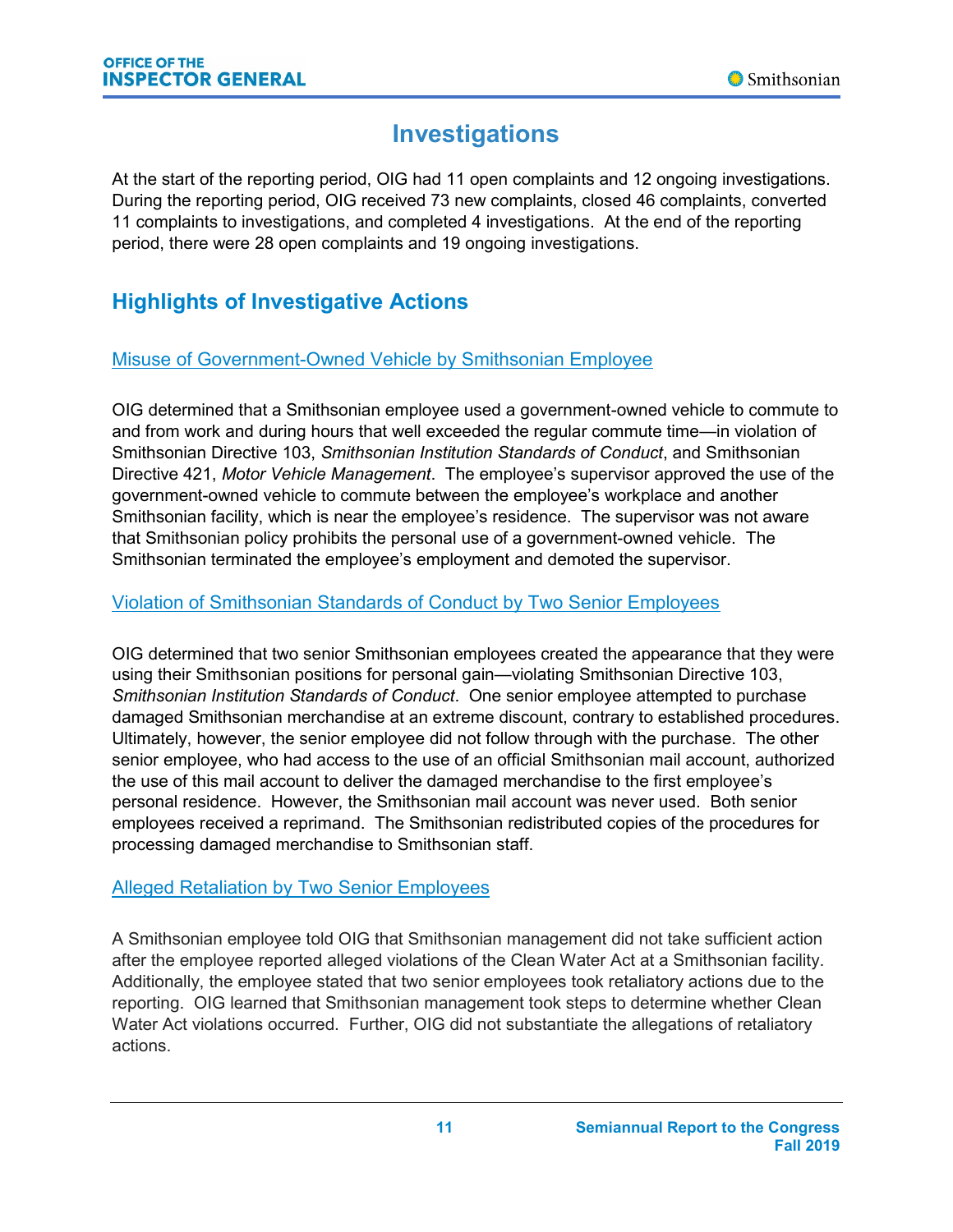# Investigations

At the start of the reporting period, OIG had 11 open complaints and 12 ongoing investigations. During the reporting period, OIG received 73 new complaints, closed 46 complaints, converted 11 complaints to investigations, and completed 4 investigations. At the end of the reporting period, there were 28 open complaints and 19 ongoing investigations.

## Highlights of Investigative Actions

### Misuse of Government-Owned Vehicle by Smithsonian Employee

OIG determined that a Smithsonian employee used a government-owned vehicle to commute to and from work and during hours that well exceeded the regular commute time—in violation of Smithsonian Directive 103, *Smithsonian Institution Standards of Conduct*, and Smithsonian Directive 421, *Motor Vehicle Management*. The employee's supervisor approved the use of the government-owned vehicle to commute between the employee's workplace and another Smithsonian facility, which is near the employee's residence. The supervisor was not aware that Smithsonian policy prohibits the personal use of a government-owned vehicle. The Smithsonian terminated the employee's employment and demoted the supervisor.

### Violation of Smithsonian Standards of Conduct by Two Senior Employees

OIG determined that two senior Smithsonian employees created the appearance that they were using their Smithsonian positions for personal gain—violating Smithsonian Directive 103, *Smithsonian Institution Standards of Conduct*. One senior employee attempted to purchase damaged Smithsonian merchandise at an extreme discount, contrary to established procedures. Ultimately, however, the senior employee did not follow through with the purchase. The other senior employee, who had access to the use of an official Smithsonian mail account, authorized the use of this mail account to deliver the damaged merchandise to the first employee's personal residence. However, the Smithsonian mail account was never used. Both senior employees received a reprimand. The Smithsonian redistributed copies of the procedures for processing damaged merchandise to Smithsonian staff.

### Alleged Retaliation by Two Senior Employees

A Smithsonian employee told OIG that Smithsonian management did not take sufficient action after the employee reported alleged violations of the Clean Water Act at a Smithsonian facility. Additionally, the employee stated that two senior employees took retaliatory actions due to the reporting. OIG learned that Smithsonian management took steps to determine whether Clean Water Act violations occurred. Further, OIG did not substantiate the allegations of retaliatory actions.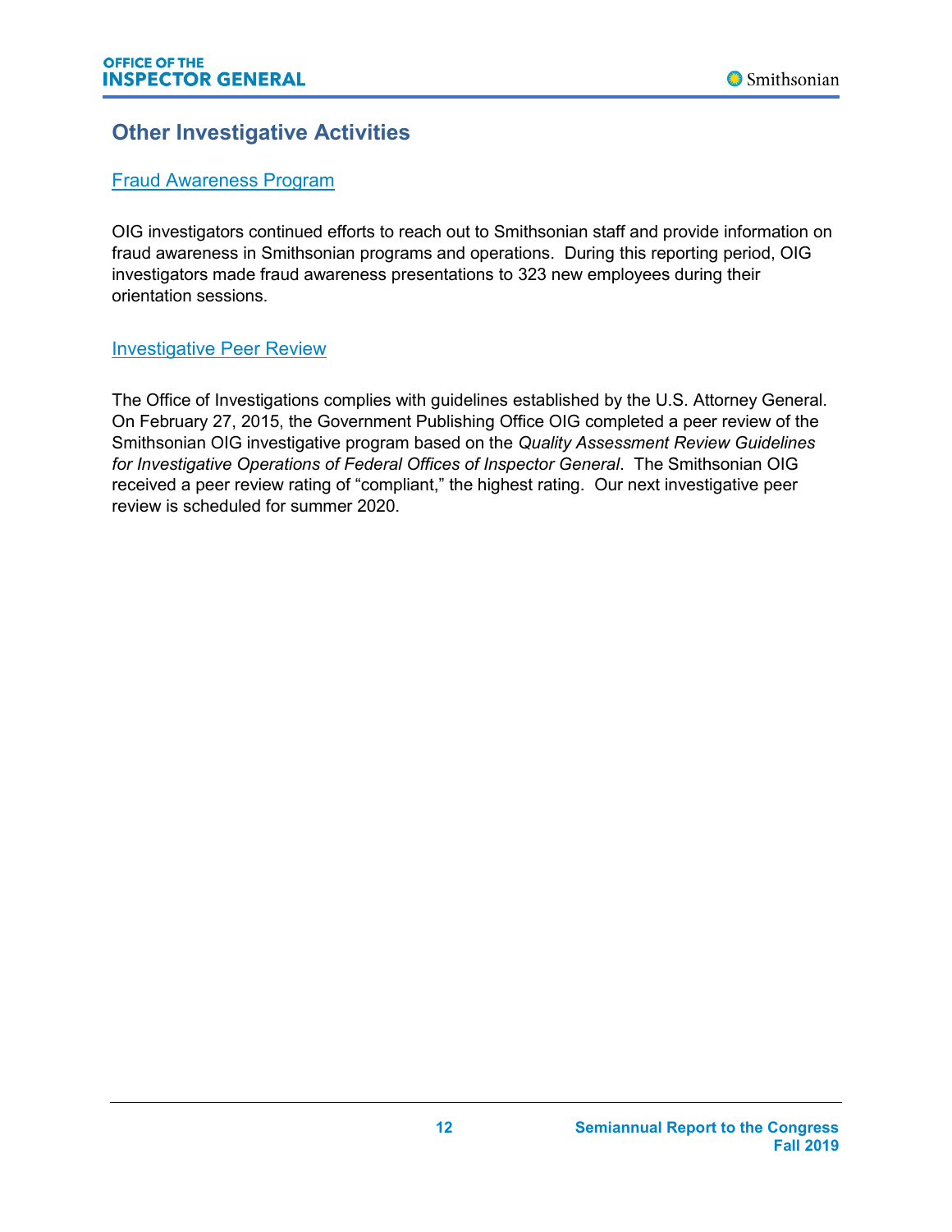## Other Investigative Activities

### Fraud Awareness Program

OIG investigators continued efforts to reach out to Smithsonian staff and provide information on fraud awareness in Smithsonian programs and operations. During this reporting period, OIG investigators made fraud awareness presentations to 323 new employees during their orientation sessions.

### Investigative Peer Review

The Office of Investigations complies with guidelines established by the U.S. Attorney General. On February 27, 2015, the Government Publishing Office OIG completed a peer review of the Smithsonian OIG investigative program based on the *Quality Assessment Review Guidelines for Investigative Operations of Federal Offices of Inspector General*. The Smithsonian OIG received a peer review rating of "compliant," the highest rating. Our next investigative peer review is scheduled for summer 2020.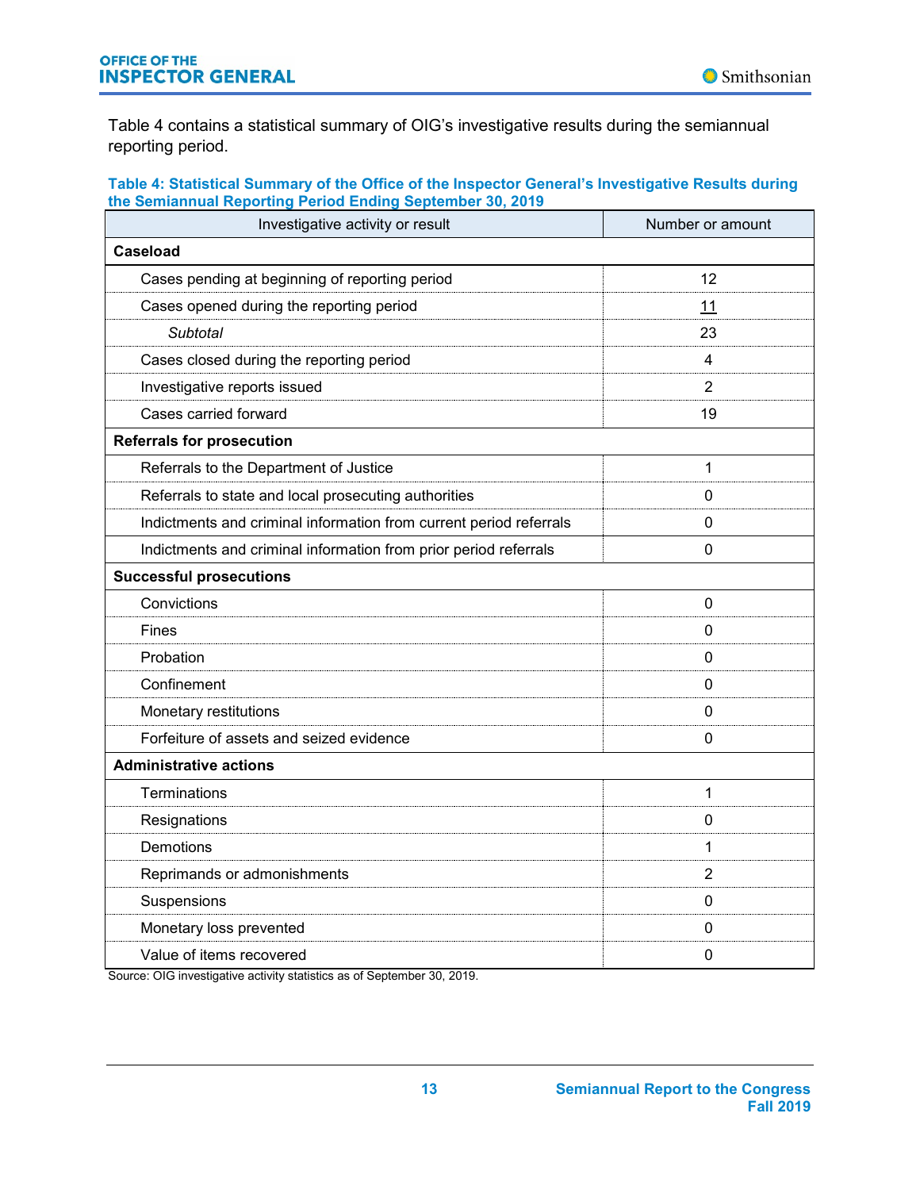Table 4 contains a statistical summary of OIG's investigative results during the semiannual reporting period.

**Table 4: Statistical Summary of the Office of the Inspector General's Investigative Results during the Semiannual Reporting Period Ending September 30, 2019**

| Investigative activity or result | Number or amount |
|---|---|
| **Caseload** | |
| Cases pending at beginning of reporting period | 12 |
| Cases opened during the reporting period | 11 |
| *Subtotal* | 23 |
| Cases closed during the reporting period | 4 |
| Investigative reports issued | 2 |
| Cases carried forward | 19 |
| **Referrals for prosecution** | |
| Referrals to the Department of Justice | 1 |
| Referrals to state and local prosecuting authorities | 0 |
| Indictments and criminal information from current period referrals | 0 |
| Indictments and criminal information from prior period referrals | 0 |
| **Successful prosecutions** | |
| Convictions | 0 |
| Fines | 0 |
| Probation | 0 |
| Confinement | 0 |
| Monetary restitutions | 0 |
| Forfeiture of assets and seized evidence | 0 |
| **Administrative actions** | |
| Terminations | 1 |
| Resignations | 0 |
| Demotions | 1 |
| Reprimands or admonishments | 2 |
| Suspensions | 0 |
| Monetary loss prevented | 0 |
| Value of items recovered | 0 |

Source: OIG investigative activity statistics as of September 30, 2019.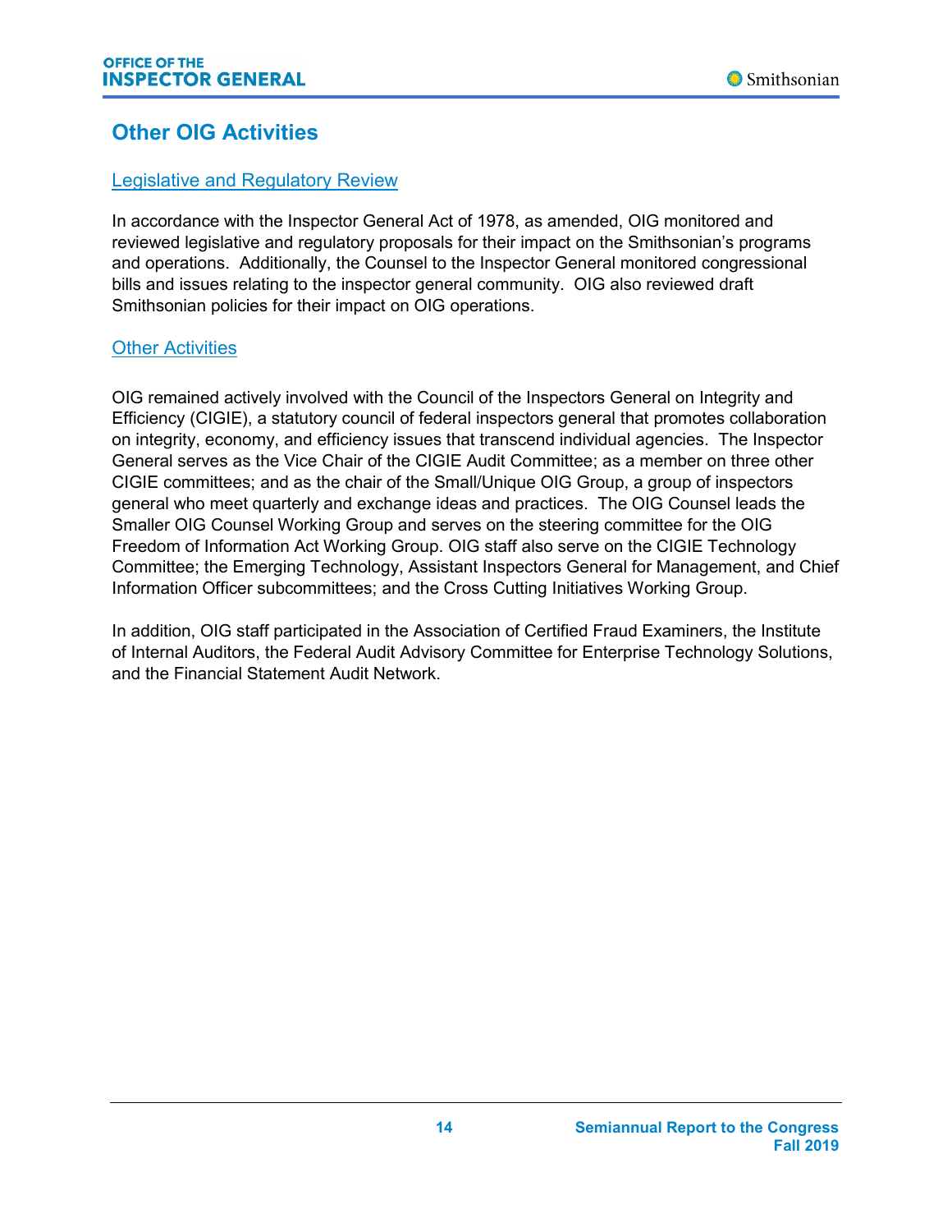# Other OIG Activities

## Legislative and Regulatory Review

In accordance with the Inspector General Act of 1978, as amended, OIG monitored and reviewed legislative and regulatory proposals for their impact on the Smithsonian's programs and operations. Additionally, the Counsel to the Inspector General monitored congressional bills and issues relating to the inspector general community. OIG also reviewed draft Smithsonian policies for their impact on OIG operations.

## Other Activities

OIG remained actively involved with the Council of the Inspectors General on Integrity and Efficiency (CIGIE), a statutory council of federal inspectors general that promotes collaboration on integrity, economy, and efficiency issues that transcend individual agencies. The Inspector General serves as the Vice Chair of the CIGIE Audit Committee; as a member on three other CIGIE committees; and as the chair of the Small/Unique OIG Group, a group of inspectors general who meet quarterly and exchange ideas and practices. The OIG Counsel leads the Smaller OIG Counsel Working Group and serves on the steering committee for the OIG Freedom of Information Act Working Group. OIG staff also serve on the CIGIE Technology Committee; the Emerging Technology, Assistant Inspectors General for Management, and Chief Information Officer subcommittees; and the Cross Cutting Initiatives Working Group.

In addition, OIG staff participated in the Association of Certified Fraud Examiners, the Institute of Internal Auditors, the Federal Audit Advisory Committee for Enterprise Technology Solutions, and the Financial Statement Audit Network.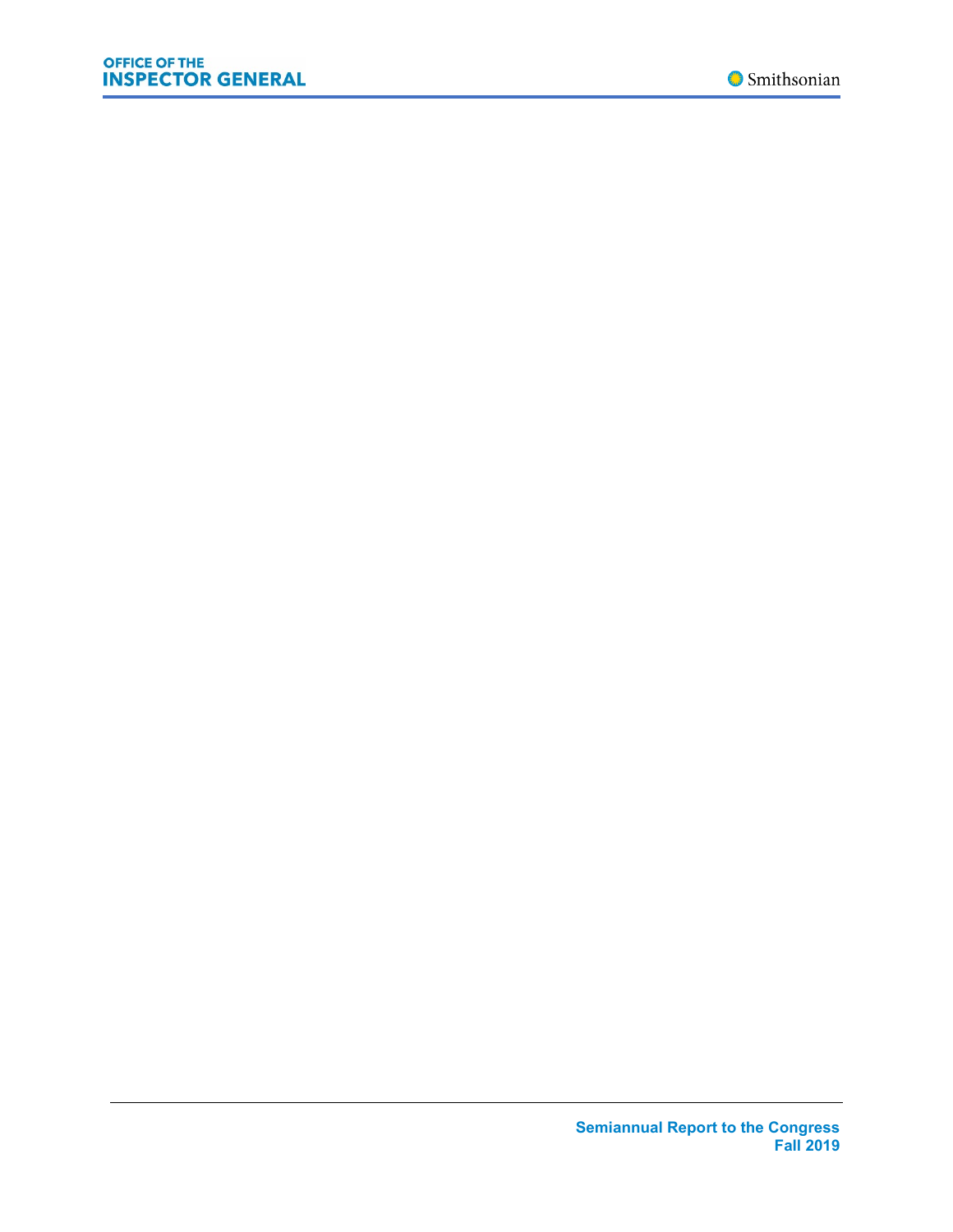OFFICE OF THE
**INSPECTOR GENERAL**

Smithsonian

**Semiannual Report to the Congress**
**Fall 2019**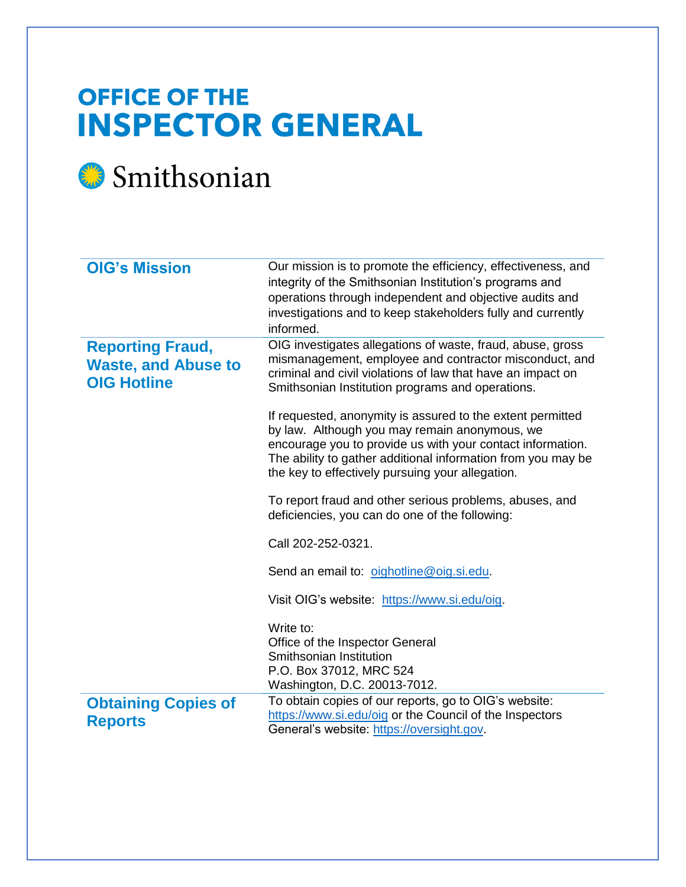# OFFICE OF THE INSPECTOR GENERAL

Smithsonian

| | |
|---|---|
| **OIG's Mission** | Our mission is to promote the efficiency, effectiveness, and integrity of the Smithsonian Institution's programs and operations through independent and objective audits and investigations and to keep stakeholders fully and currently informed. |
| **Reporting Fraud, Waste, and Abuse to OIG Hotline** | OIG investigates allegations of waste, fraud, abuse, gross mismanagement, employee and contractor misconduct, and criminal and civil violations of law that have an impact on Smithsonian Institution programs and operations.<br><br>If requested, anonymity is assured to the extent permitted by law. Although you may remain anonymous, we encourage you to provide us with your contact information. The ability to gather additional information from you may be the key to effectively pursuing your allegation.<br><br>To report fraud and other serious problems, abuses, and deficiencies, you can do one of the following:<br><br>Call 202-252-0321.<br><br>Send an email to: oighotline@oig.si.edu.<br><br>Visit OIG's website: https://www.si.edu/oig.<br><br>Write to:<br>Office of the Inspector General<br>Smithsonian Institution<br>P.O. Box 37012, MRC 524<br>Washington, D.C. 20013-7012. |
| **Obtaining Copies of Reports** | To obtain copies of our reports, go to OIG's website: https://www.si.edu/oig or the Council of the Inspectors General's website: https://oversight.gov. |